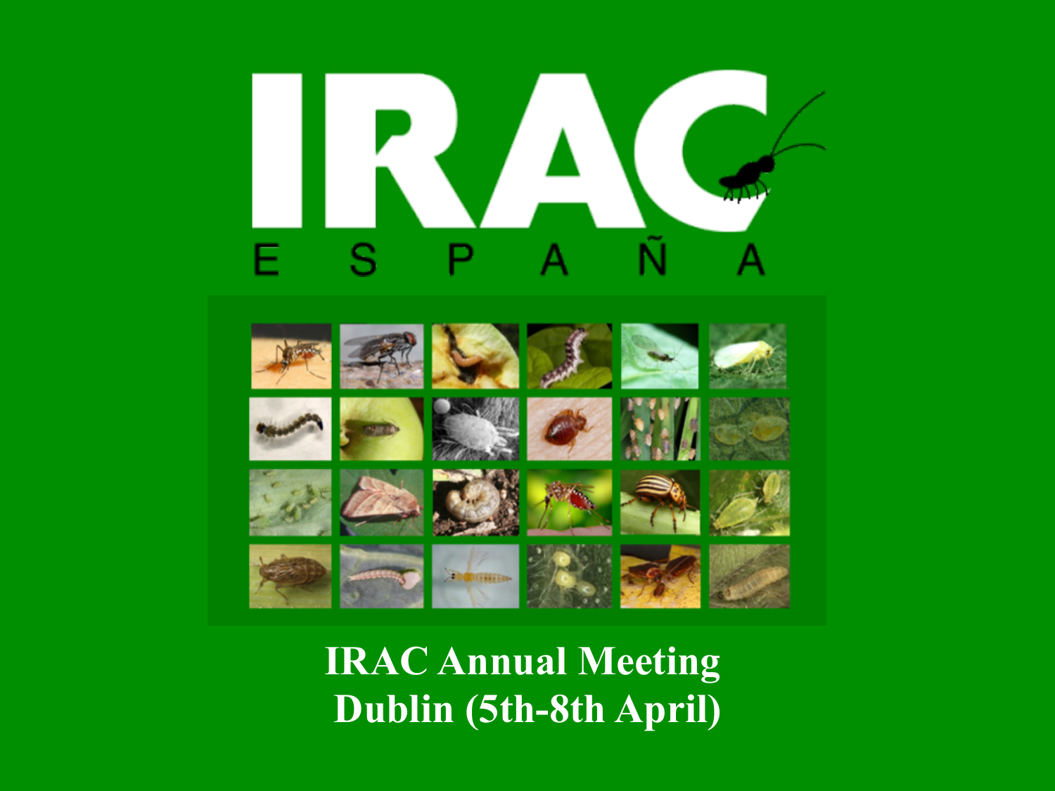# IRAC

ESPAÑA

**IRAC Annual Meeting**
**Dublin (5th-8th April)**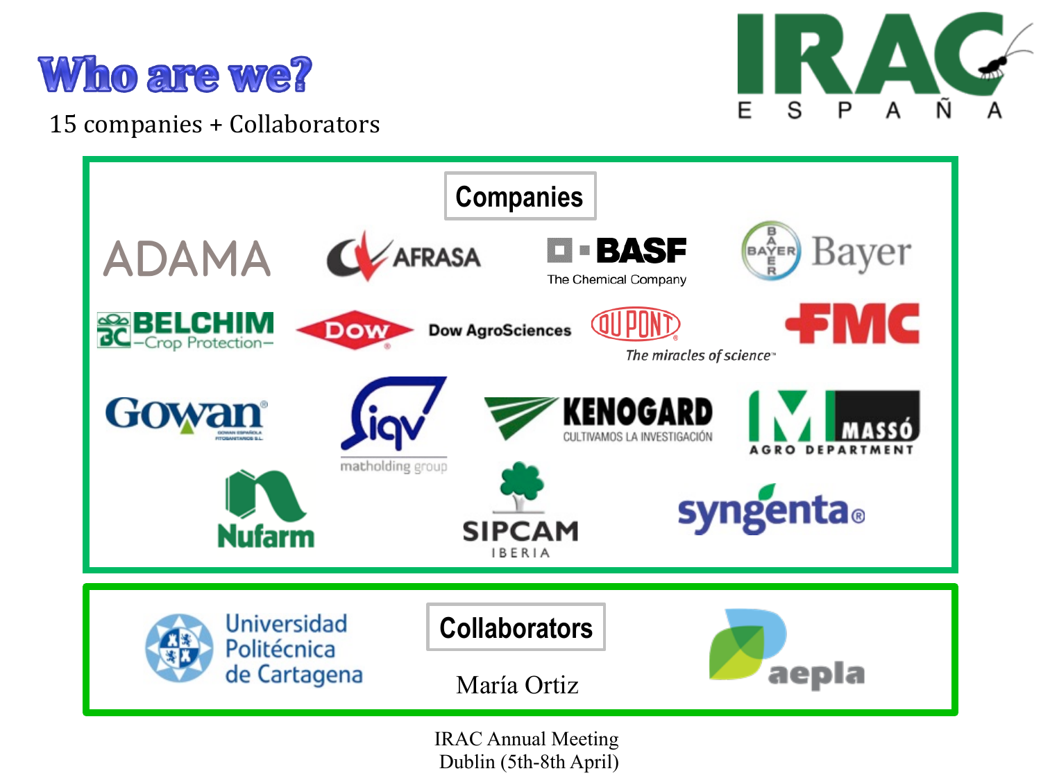# Who are we?

15 companies + Collaborators

IRAC ESPAÑA

## Companies

- ADAMA
- AFRASA
- BASF The Chemical Company
- Bayer
- BELCHIM Crop Protection
- Dow AgroSciences
- DUPONT The miracles of science™
- FMC
- Gowan
- iqv matholding group
- KENOGARD CULTIVAMOS LA INVESTIGACIÓN
- MASSÓ AGRO DEPARTMENT
- Nufarm
- SIPCAM IBERIA
- syngenta

## Collaborators

- Universidad Politécnica de Cartagena
- María Ortiz
- aepla

IRAC Annual Meeting
Dublin (5th-8th April)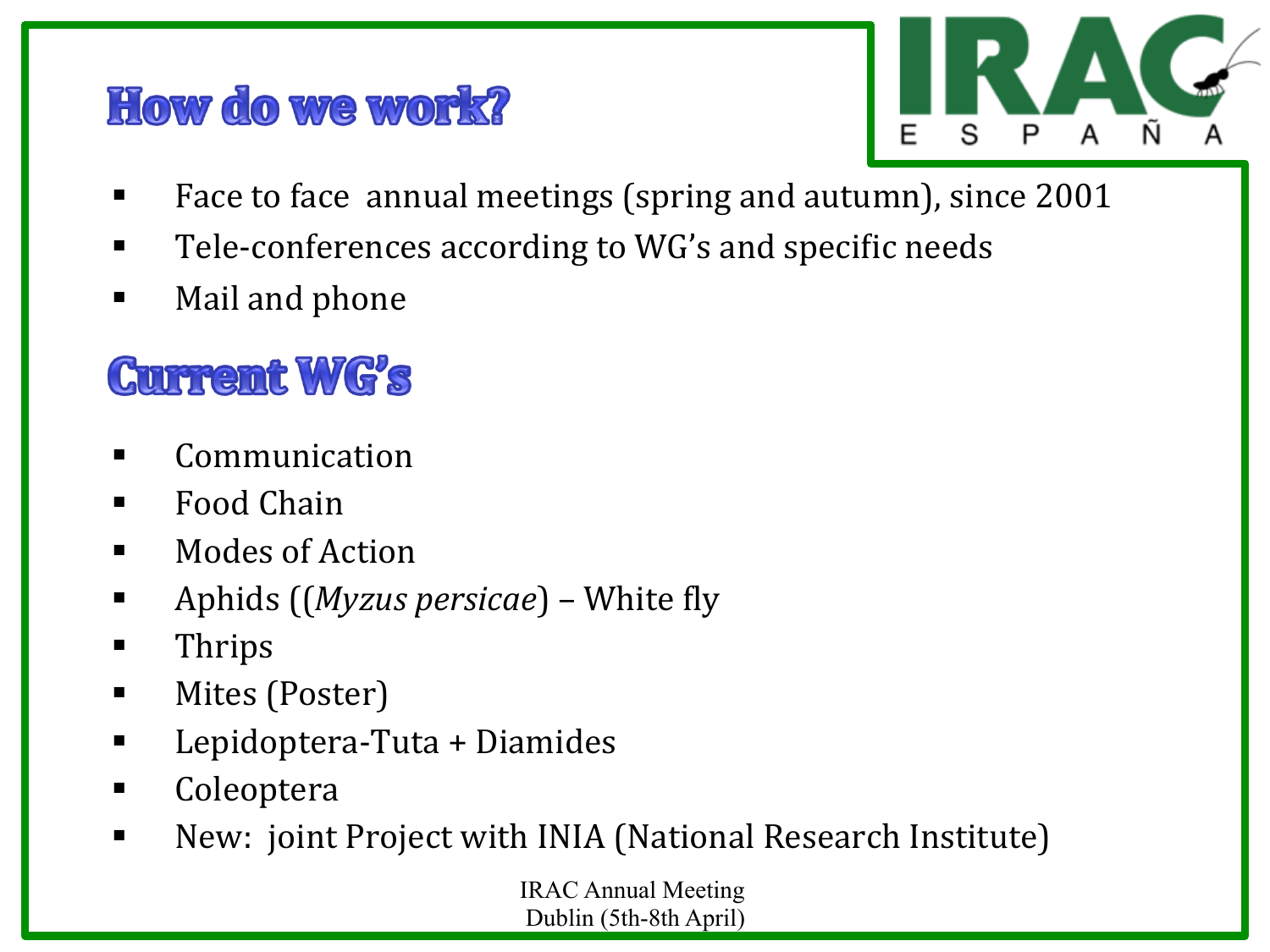## How do we work?

- Face to face annual meetings (spring and autumn), since 2001
- Tele-conferences according to WG's and specific needs
- Mail and phone

## Current WG's

- Communication
- Food Chain
- Modes of Action
- Aphids ((*Myzus persicae*) – White fly
- Thrips
- Mites (Poster)
- Lepidoptera-Tuta + Diamides
- Coleoptera
- New: joint Project with INIA (National Research Institute)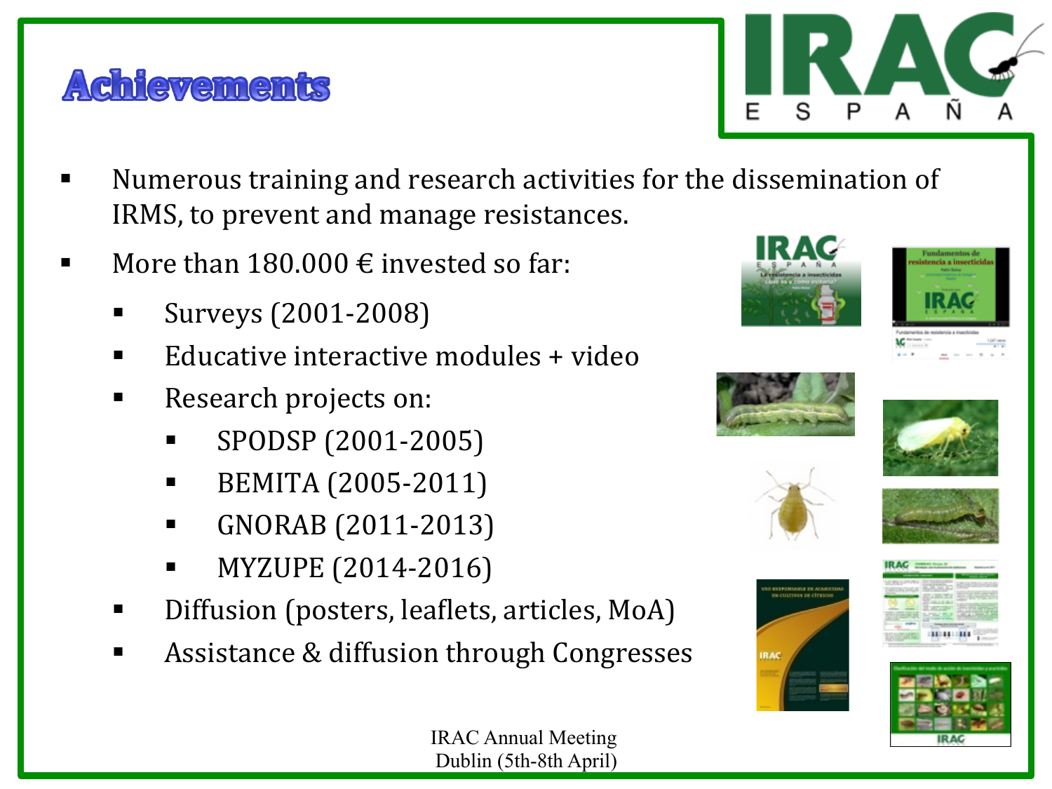# Achievements

- Numerous training and research activities for the dissemination of IRMS, to prevent and manage resistances.
- More than 180.000 € invested so far:
  - Surveys (2001-2008)
  - Educative interactive modules + video
  - Research projects on:
    - SPODSP (2001-2005)
    - BEMITA (2005-2011)
    - GNORAB (2011-2013)
    - MYZUPE (2014-2016)
  - Diffusion (posters, leaflets, articles, MoA)
  - Assistance & diffusion through Congresses

IRAC Annual Meeting
Dublin (5th-8th April)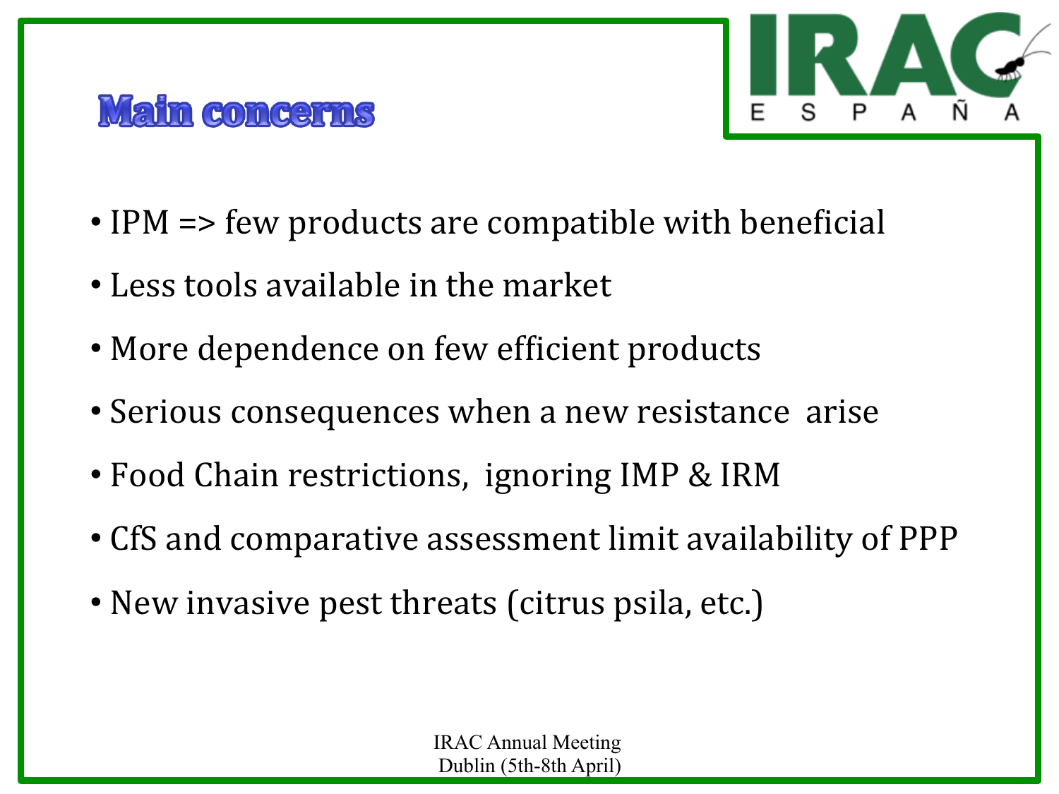## Main concerns

- IPM => few products are compatible with beneficial
- Less tools available in the market
- More dependence on few efficient products
- Serious consequences when a new resistance arise
- Food Chain restrictions, ignoring IMP & IRM
- CfS and comparative assessment limit availability of PPP
- New invasive pest threats (citrus psila, etc.)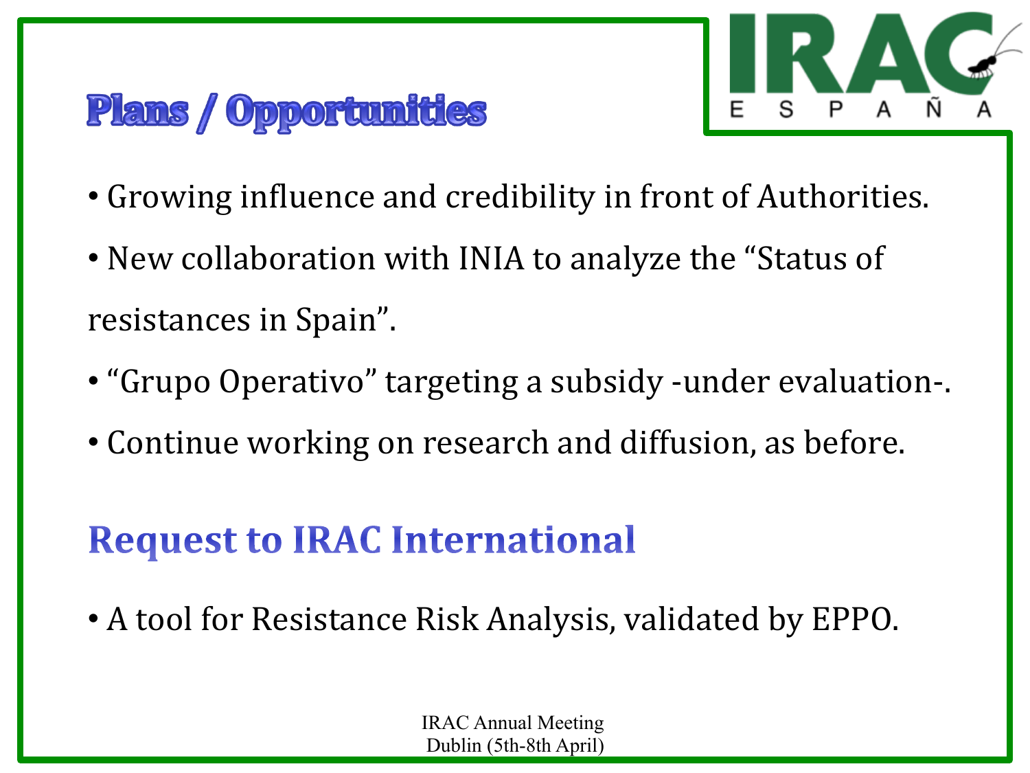IRAC
E S P A Ñ A

## Plans / Opportunities

- Growing influence and credibility in front of Authorities.
- New collaboration with INIA to analyze the "Status of resistances in Spain".
- "Grupo Operativo" targeting a subsidy -under evaluation-.
- Continue working on research and diffusion, as before.

## Request to IRAC International

- A tool for Resistance Risk Analysis, validated by EPPO.

IRAC Annual Meeting
Dublin (5th-8th April)